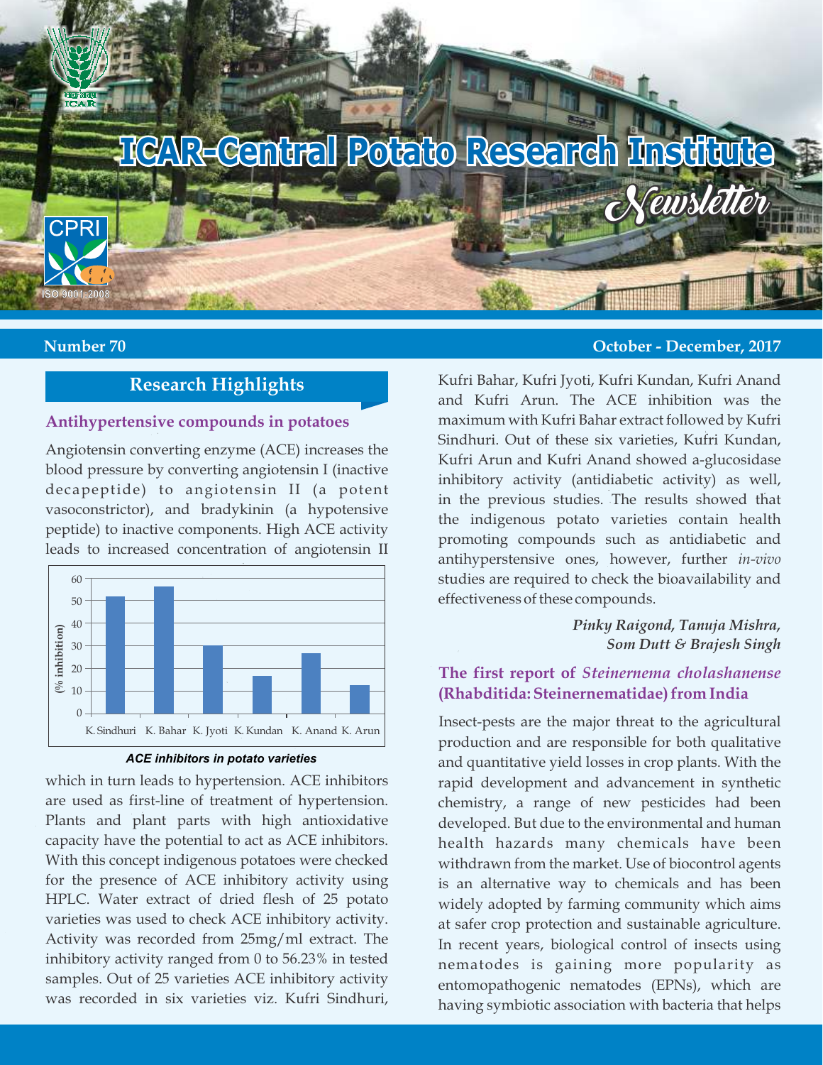# ICAR-Central Potato Research Institute Newsletter

**Number 70** **October - December, 2017**

## Research Highlights

### Antihypertensive compounds in potatoes

Angiotensin converting enzyme (ACE) increases the blood pressure by converting angiotensin I (inactive decapeptide) to angiotensin II (a potent vasoconstrictor), and bradykinin (a hypotensive peptide) to inactive components. High ACE activity leads to increased concentration of angiotensin II which in turn leads to hypertension. ACE inhibitors are used as first-line of treatment of hypertension. Plants and plant parts with high antioxidative capacity have the potential to act as ACE inhibitors. With this concept indigenous potatoes were checked for the presence of ACE inhibitory activity using HPLC. Water extract of dried flesh of 25 potato varieties was used to check ACE inhibitory activity. Activity was recorded from 25mg/ml extract. The inhibitory activity ranged from 0 to 56.23% in tested samples. Out of 25 varieties ACE inhibitory activity was recorded in six varieties viz. Kufri Sindhuri, Kufri Bahar, Kufri Jyoti, Kufri Kundan, Kufri Anand and Kufri Arun. The ACE inhibition was the maximum with Kufri Bahar extract followed by Kufri Sindhuri. Out of these six varieties, Kufri Kundan, Kufri Arun and Kufri Anand showed a-glucosidase inhibitory activity (antidiabetic activity) as well, in the previous studies. The results showed that the indigenous potato varieties contain health promoting compounds such as antidiabetic and antihyperstensive ones, however, further *in-vivo* studies are required to check the bioavailability and effectiveness of these compounds.

| Variety | (% inhibition) |
|---|---|
| K. Sindhuri | ~52 |
| K. Bahar | ~56 |
| K. Jyoti | ~30 |
| K. Kundan | ~17 |
| K. Anand | ~27 |
| K. Arun | ~13 |

***ACE inhibitors in potato varieties***

***Pinky Raigond, Tanuja Mishra, Som Dutt & Brajesh Singh***

### The first report of *Steinernema cholashanense* (Rhabditida: Steinernematidae) from India

Insect-pests are the major threat to the agricultural production and are responsible for both qualitative and quantitative yield losses in crop plants. With the rapid development and advancement in synthetic chemistry, a range of new pesticides had been developed. But due to the environmental and human health hazards many chemicals have been withdrawn from the market. Use of biocontrol agents is an alternative way to chemicals and has been widely adopted by farming community which aims at safer crop protection and sustainable agriculture. In recent years, biological control of insects using nematodes is gaining more popularity as entomopathogenic nematodes (EPNs), which are having symbiotic association with bacteria that helps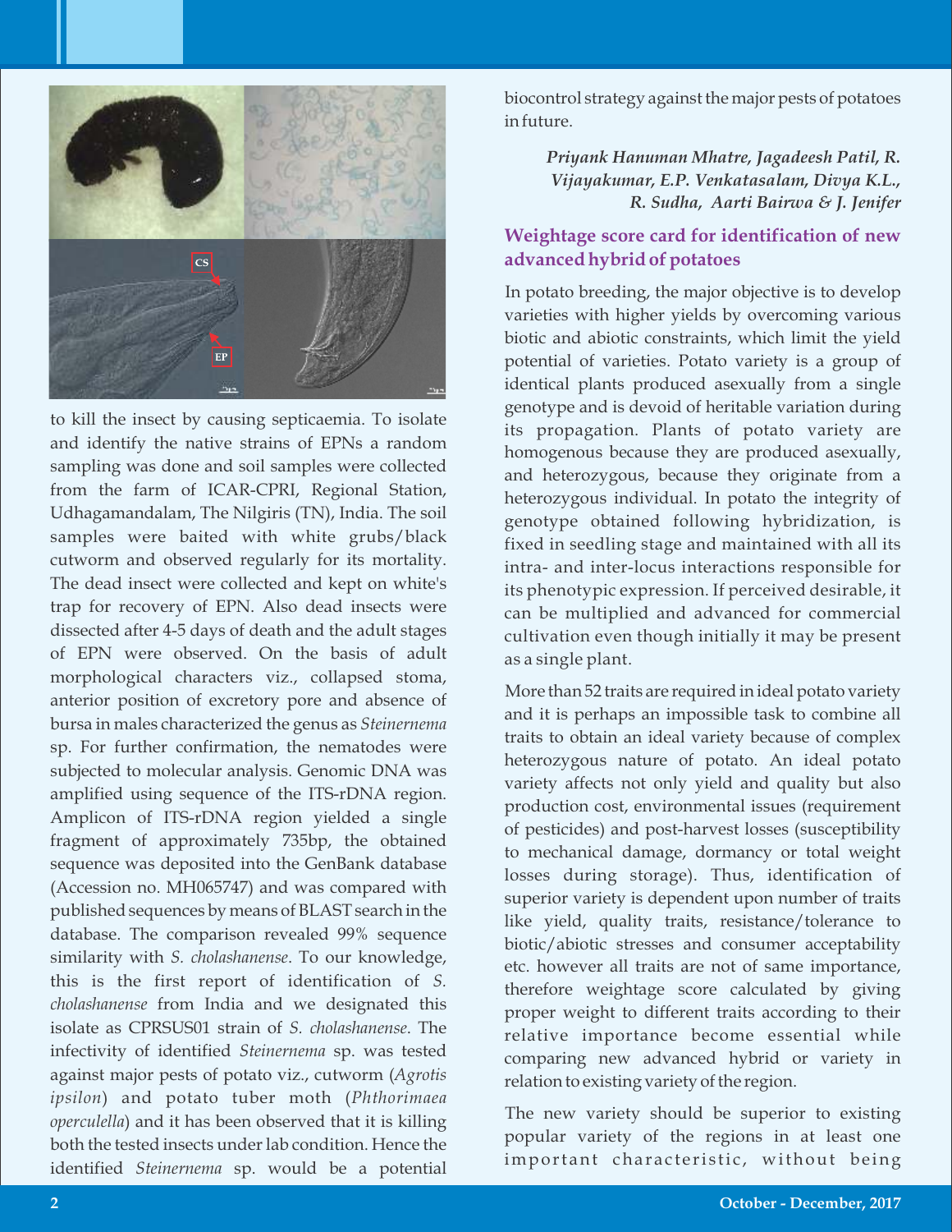to kill the insect by causing septicaemia. To isolate and identify the native strains of EPNs a random sampling was done and soil samples were collected from the farm of ICAR-CPRI, Regional Station, Udhagamandalam, The Nilgiris (TN), India. The soil samples were baited with white grubs/black cutworm and observed regularly for its mortality. The dead insect were collected and kept on white's trap for recovery of EPN. Also dead insects were dissected after 4-5 days of death and the adult stages of EPN were observed. On the basis of adult morphological characters viz., collapsed stoma, anterior position of excretory pore and absence of bursa in males characterized the genus as *Steinernema* sp. For further confirmation, the nematodes were subjected to molecular analysis. Genomic DNA was amplified using sequence of the ITS-rDNA region. Amplicon of ITS-rDNA region yielded a single fragment of approximately 735bp, the obtained sequence was deposited into the GenBank database (Accession no. MH065747) and was compared with published sequences by means of BLAST search in the database. The comparison revealed 99% sequence similarity with *S. cholashanense*. To our knowledge, this is the first report of identification of *S. cholashanense* from India and we designated this isolate as CPRSUS01 strain of *S. cholashanense*. The infectivity of identified *Steinernema* sp. was tested against major pests of potato viz., cutworm (*Agrotis ipsilon*) and potato tuber moth (*Phthorimaea operculella*) and it has been observed that it is killing both the tested insects under lab condition. Hence the identified *Steinernema* sp. would be a potential biocontrol strategy against the major pests of potatoes in future.

*Priyank Hanuman Mhatre, Jagadeesh Patil, R. Vijayakumar, E.P. Venkatasalam, Divya K.L., R. Sudha, Aarti Bairwa & J. Jenifer*

## Weightage score card for identification of new advanced hybrid of potatoes

In potato breeding, the major objective is to develop varieties with higher yields by overcoming various biotic and abiotic constraints, which limit the yield potential of varieties. Potato variety is a group of identical plants produced asexually from a single genotype and is devoid of heritable variation during its propagation. Plants of potato variety are homogenous because they are produced asexually, and heterozygous, because they originate from a heterozygous individual. In potato the integrity of genotype obtained following hybridization, is fixed in seedling stage and maintained with all its intra- and inter-locus interactions responsible for its phenotypic expression. If perceived desirable, it can be multiplied and advanced for commercial cultivation even though initially it may be present as a single plant.

More than 52 traits are required in ideal potato variety and it is perhaps an impossible task to combine all traits to obtain an ideal variety because of complex heterozygous nature of potato. An ideal potato variety affects not only yield and quality but also production cost, environmental issues (requirement of pesticides) and post-harvest losses (susceptibility to mechanical damage, dormancy or total weight losses during storage). Thus, identification of superior variety is dependent upon number of traits like yield, quality traits, resistance/tolerance to biotic/abiotic stresses and consumer acceptability etc. however all traits are not of same importance, therefore weightage score calculated by giving proper weight to different traits according to their relative importance become essential while comparing new advanced hybrid or variety in relation to existing variety of the region.

The new variety should be superior to existing popular variety of the regions in at least one important characteristic, without being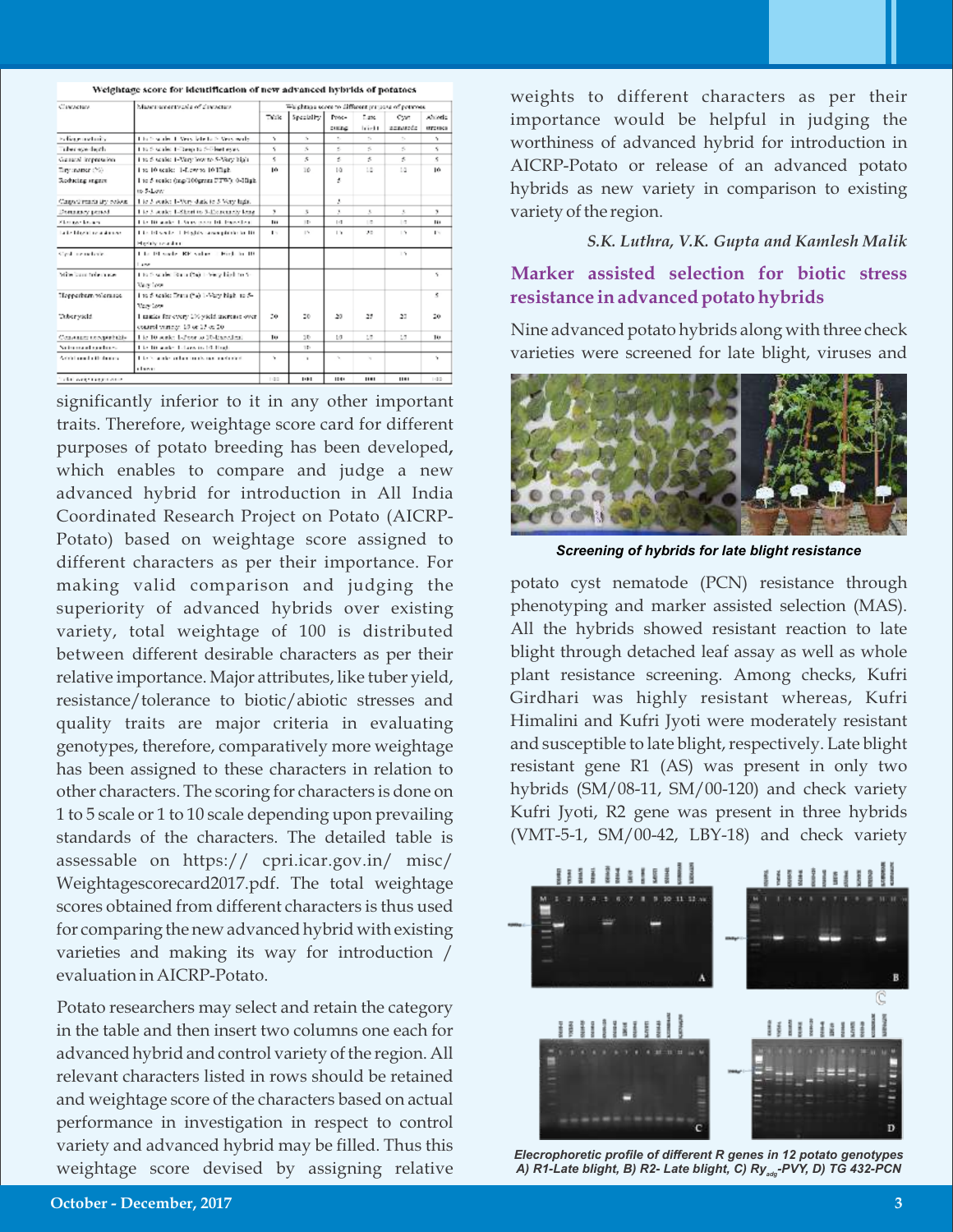**Weightage score for identification of new advanced hybrids of potatoes**

| Character | Measurement scale of character | Weightage score to different purpose of potatoes | | | | | |
|---|---|---|---|---|---|---|---|
| | | Table | Speciality | Processing | Late blight | Cyst nematode | Abiotic stresses |
| Foliage maturity | 1 to 5 scale: 1-Very late to 5-Very early | 5 | 5 | 5 | 5 | 5 | 5 |
| Tuber eye depth | 1 to 5 scale: 1-Deep to 5-Shallow eyes | 5 | 5 | 5 | 5 | 5 | 5 |
| General impression | 1 to 5 scale: 1-Very low to 5-Very high | 5 | 5 | 5 | 5 | 5 | 5 |
| Dry matter (%) | 1 to 10 scale: 1-Low to 10-High | 10 | 10 | 10 | 12 | 12 | 10 |
| Reducing sugars | 1 to 5 scale: (mg/100g FW) 0-High to 5-Low | | | 5 | | | |
| Chips/French fry colour | 1 to 5 scale: 1-Very dark to 5-Very light | | | 5 | | | |
| Dormancy period | 1 to 5 scale: 1-Short to 5-Extremely long | 5 | 5 | 5 | 5 | 5 | 5 |
| Storage losses | 1 to 10 scale: 1-Very poor to 10-Excellent | 10 | 10 | 10 | 10 | 10 | 10 |
| Late blight resistance | 1 to 10 scale: 1-Highly susceptible to 10-Highly resistant | 15 | 15 | 15 | 25 | 15 | 15 |
| Cyst nematode | 1 to 10 scale: RF value ... | | | | | 15 | |
| Mites/heat tolerance | 1 to 5 scale: ... | | | | | | 5 |
| Hopperburn tolerance | 1 to 5 scale: ... | | | | | | 5 |
| Tuber yield | 1 marks for every 5% yield increase over control variety: 15 to 25 or 20 | 20 | 20 | 20 | 25 | 25 | 20 |
| Consumer acceptability | 1 to 10 scale: 1-Poor to 10-Excellent | 10 | 10 | 10 | 15 | 15 | 10 |
| Nutritional attributes | 1 to 10 scale: 1-Low to 10-High | | 15 | | | | |
| Attributes ... | 1 to 5 scale: ... | 5 | 5 | 5 | 5 | | 5 |
| Total weightage score | | 100 | 100 | 100 | 100 | 100 | 100 |

significantly inferior to it in any other important traits. Therefore, weightage score card for different purposes of potato breeding has been developed, which enables to compare and judge a new advanced hybrid for introduction in All India Coordinated Research Project on Potato (AICRP-Potato) based on weightage score assigned to different characters as per their importance. For making valid comparison and judging the superiority of advanced hybrids over existing variety, total weightage of 100 is distributed between different desirable characters as per their relative importance. Major attributes, like tuber yield, resistance/tolerance to biotic/abiotic stresses and quality traits are major criteria in evaluating genotypes, therefore, comparatively more weightage has been assigned to these characters in relation to other characters. The scoring for characters is done on 1 to 5 scale or 1 to 10 scale depending upon prevailing standards of the characters. The detailed table is assessable on https:// cpri.icar.gov.in/ misc/ Weightagescorecard2017.pdf. The total weightage scores obtained from different characters is thus used for comparing the new advanced hybrid with existing varieties and making its way for introduction / evaluation in AICRP-Potato.

Potato researchers may select and retain the category in the table and then insert two columns one each for advanced hybrid and control variety of the region. All relevant characters listed in rows should be retained and weightage score of the characters based on actual performance in investigation in respect to control variety and advanced hybrid may be filled. Thus this weightage score devised by assigning relative weights to different characters as per their importance would be helpful in judging the worthiness of advanced hybrid for introduction in AICRP-Potato or release of an advanced potato hybrids as new variety in comparison to existing variety of the region.

*S.K. Luthra, V.K. Gupta and Kamlesh Malik*

## Marker assisted selection for biotic stress resistance in advanced potato hybrids

Nine advanced potato hybrids along with three check varieties were screened for late blight, viruses and potato cyst nematode (PCN) resistance through phenotyping and marker assisted selection (MAS). All the hybrids showed resistant reaction to late blight through detached leaf assay as well as whole plant resistance screening. Among checks, Kufri Girdhari was highly resistant whereas, Kufri Himalini and Kufri Jyoti were moderately resistant and susceptible to late blight, respectively. Late blight resistant gene R1 (AS) was present in only two hybrids (SM/08-11, SM/00-120) and check variety Kufri Jyoti, R2 gene was present in three hybrids (VMT-5-1, SM/00-42, LBY-18) and check variety

*Screening of hybrids for late blight resistance*

*Elecrophoretic profile of different R genes in 12 potato genotypes A) R1-Late blight, B) R2- Late blight, C) $Ry_{adg}$-PVY, D) TG 432-PCN*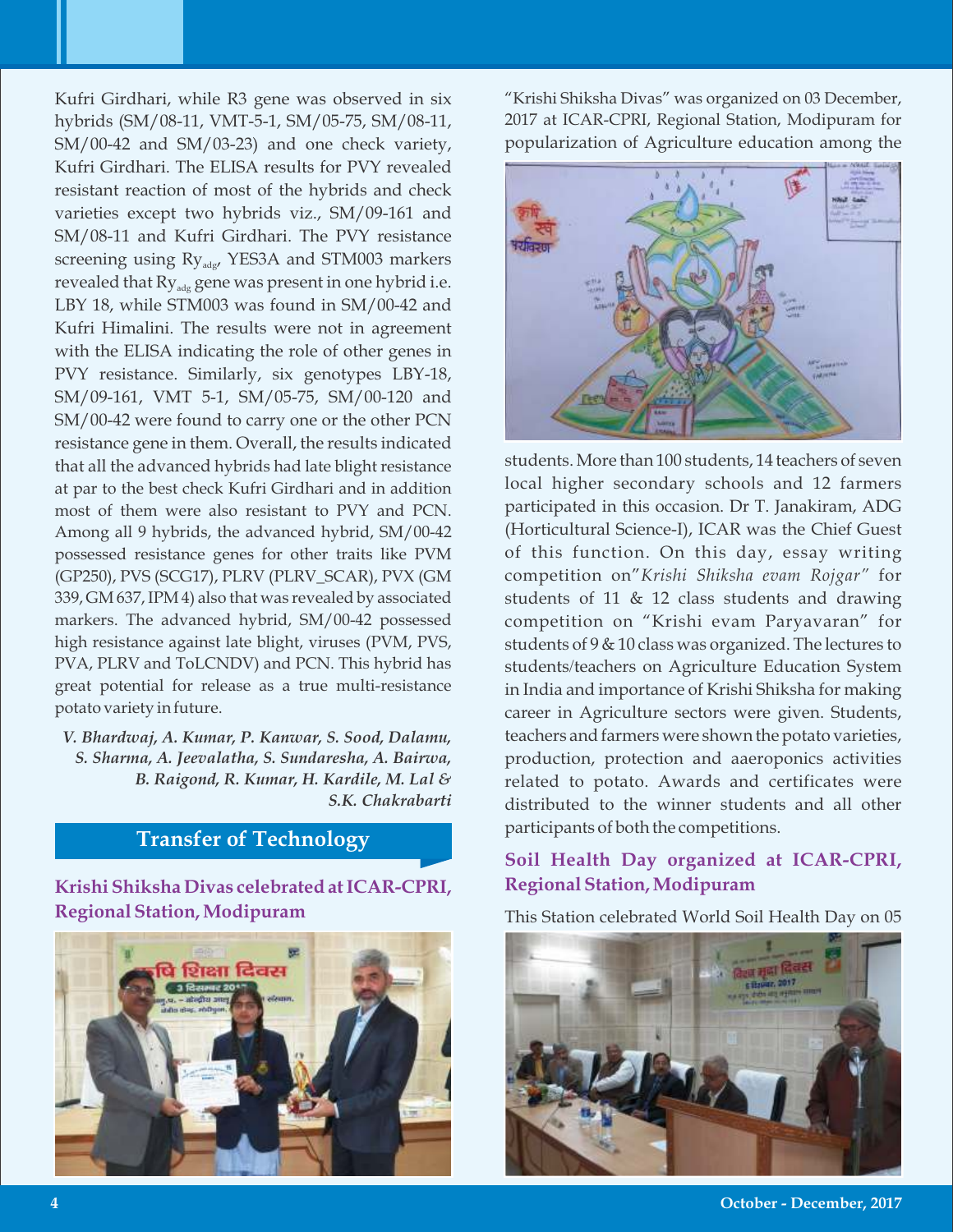Kufri Girdhari, while R3 gene was observed in six hybrids (SM/08-11, VMT-5-1, SM/05-75, SM/08-11, SM/00-42 and SM/03-23) and one check variety, Kufri Girdhari. The ELISA results for PVY revealed resistant reaction of most of the hybrids and check varieties except two hybrids viz., SM/09-161 and SM/08-11 and Kufri Girdhari. The PVY resistance screening using $Ry_{adg}$, YES3A and STM003 markers revealed that $Ry_{adg}$ gene was present in one hybrid i.e. LBY 18, while STM003 was found in SM/00-42 and Kufri Himalini. The results were not in agreement with the ELISA indicating the role of other genes in PVY resistance. Similarly, six genotypes LBY-18, SM/09-161, VMT 5-1, SM/05-75, SM/00-120 and SM/00-42 were found to carry one or the other PCN resistance gene in them. Overall, the results indicated that all the advanced hybrids had late blight resistance at par to the best check Kufri Girdhari and in addition most of them were also resistant to PVY and PCN. Among all 9 hybrids, the advanced hybrid, SM/00-42 possessed resistance genes for other traits like PVM (GP250), PVS (SCG17), PLRV (PLRV_SCAR), PVX (GM 339, GM 637, IPM 4) also that was revealed by associated markers. The advanced hybrid, SM/00-42 possessed high resistance against late blight, viruses (PVM, PVS, PVA, PLRV and ToLCNDV) and PCN. This hybrid has great potential for release as a true multi-resistance potato variety in future.

***V. Bhardwaj, A. Kumar, P. Kanwar, S. Sood, Dalamu, S. Sharma, A. Jeevalatha, S. Sundaresha, A. Bairwa, B. Raigond, R. Kumar, H. Kardile, M. Lal & S.K. Chakrabarti***

## Transfer of Technology

### Krishi Shiksha Divas celebrated at ICAR-CPRI, Regional Station, Modipuram

"Krishi Shiksha Divas" was organized on 03 December, 2017 at ICAR-CPRI, Regional Station, Modipuram for popularization of Agriculture education among the students. More than 100 students, 14 teachers of seven local higher secondary schools and 12 farmers participated in this occasion. Dr T. Janakiram, ADG (Horticultural Science-I), ICAR was the Chief Guest of this function. On this day, essay writing competition on "*Krishi Shiksha evam Rojgar*" for students of 11 & 12 class students and drawing competition on "Krishi evam Paryavaran" for students of 9 & 10 class was organized. The lectures to students/teachers on Agriculture Education System in India and importance of Krishi Shiksha for making career in Agriculture sectors were given. Students, teachers and farmers were shown the potato varieties, production, protection and aaeroponics activities related to potato. Awards and certificates were distributed to the winner students and all other participants of both the competitions.

### Soil Health Day organized at ICAR-CPRI, Regional Station, Modipuram

This Station celebrated World Soil Health Day on 05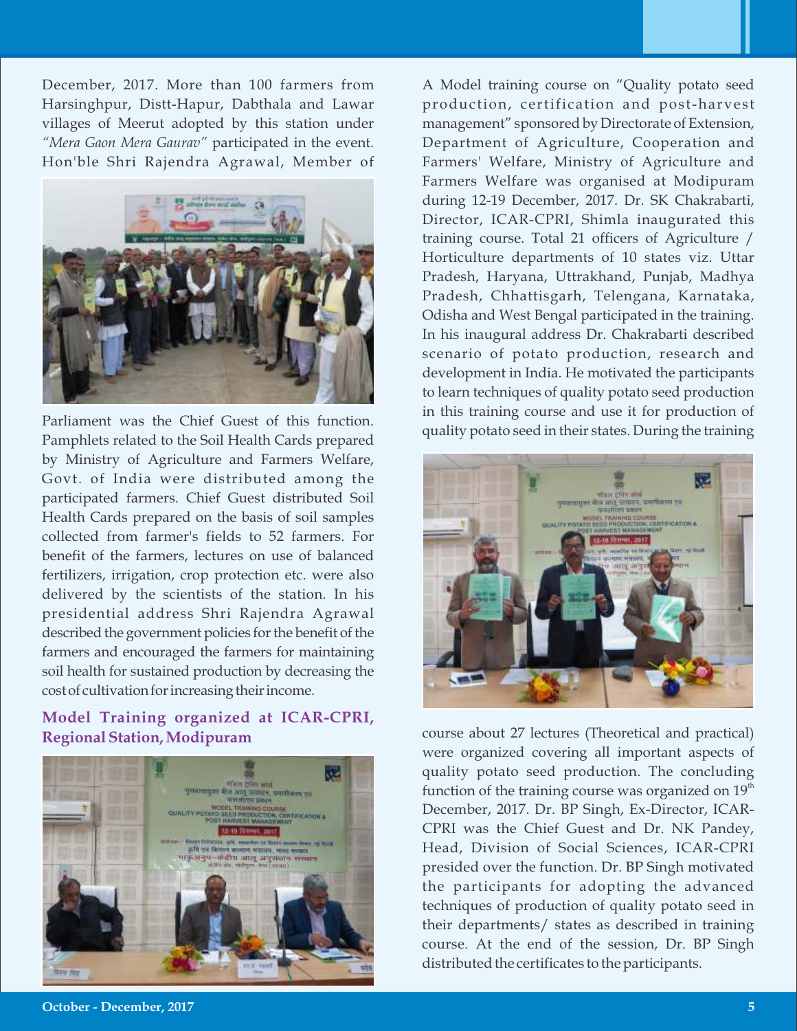December, 2017. More than 100 farmers from Harsinghpur, Distt-Hapur, Dabthala and Lawar villages of Meerut adopted by this station under *"Mera Gaon Mera Gaurav"* participated in the event. Hon'ble Shri Rajendra Agrawal, Member of Parliament was the Chief Guest of this function. Pamphlets related to the Soil Health Cards prepared by Ministry of Agriculture and Farmers Welfare, Govt. of India were distributed among the participated farmers. Chief Guest distributed Soil Health Cards prepared on the basis of soil samples collected from farmer's fields to 52 farmers. For benefit of the farmers, lectures on use of balanced fertilizers, irrigation, crop protection etc. were also delivered by the scientists of the station. In his presidential address Shri Rajendra Agrawal described the government policies for the benefit of the farmers and encouraged the farmers for maintaining soil health for sustained production by decreasing the cost of cultivation for increasing their income.

## Model Training organized at ICAR-CPRI, Regional Station, Modipuram

A Model training course on "Quality potato seed production, certification and post-harvest management" sponsored by Directorate of Extension, Department of Agriculture, Cooperation and Farmers' Welfare, Ministry of Agriculture and Farmers Welfare was organised at Modipuram during 12-19 December, 2017. Dr. SK Chakrabarti, Director, ICAR-CPRI, Shimla inaugurated this training course. Total 21 officers of Agriculture / Horticulture departments of 10 states viz. Uttar Pradesh, Haryana, Uttrakhand, Punjab, Madhya Pradesh, Chhattisgarh, Telengana, Karnataka, Odisha and West Bengal participated in the training. In his inaugural address Dr. Chakrabarti described scenario of potato production, research and development in India. He motivated the participants to learn techniques of quality potato seed production in this training course and use it for production of quality potato seed in their states. During the training course about 27 lectures (Theoretical and practical) were organized covering all important aspects of quality potato seed production. The concluding function of the training course was organized on 19th December, 2017. Dr. BP Singh, Ex-Director, ICAR-CPRI was the Chief Guest and Dr. NK Pandey, Head, Division of Social Sciences, ICAR-CPRI presided over the function. Dr. BP Singh motivated the participants for adopting the advanced techniques of production of quality potato seed in their departments/ states as described in training course. At the end of the session, Dr. BP Singh distributed the certificates to the participants.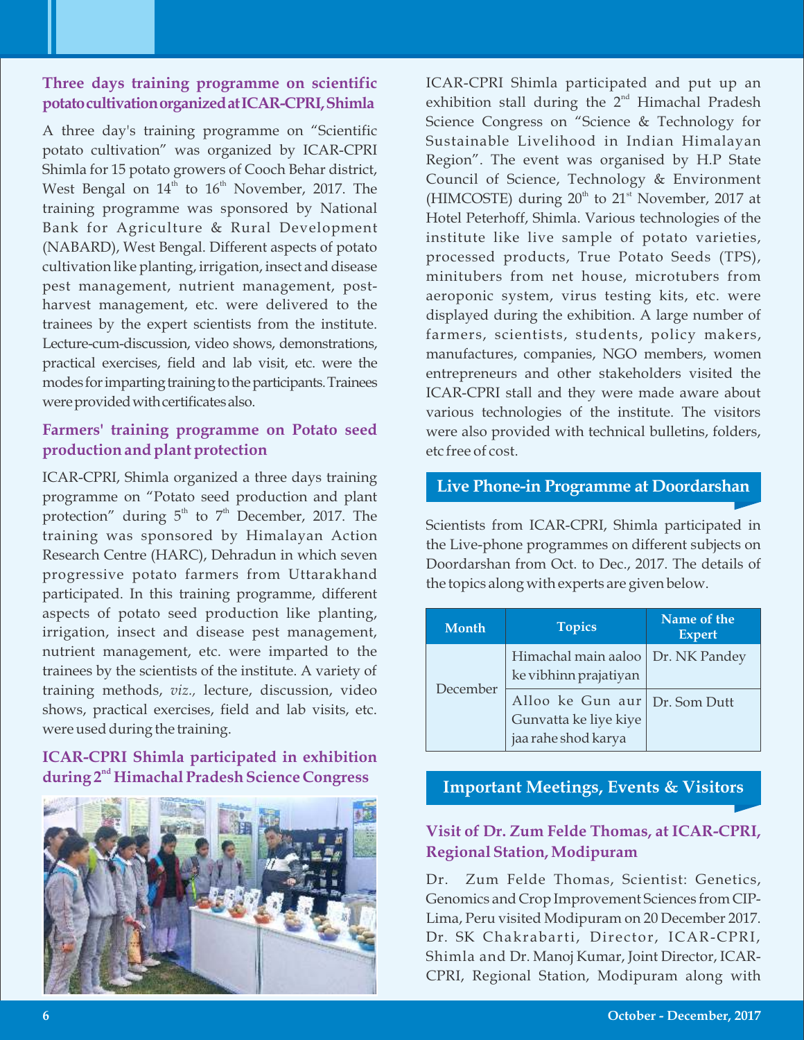### Three days training programme on scientific potato cultivation organized at ICAR-CPRI, Shimla

A three day's training programme on "Scientific potato cultivation" was organized by ICAR-CPRI Shimla for 15 potato growers of Cooch Behar district, West Bengal on 14th to 16th November, 2017. The training programme was sponsored by National Bank for Agriculture & Rural Development (NABARD), West Bengal. Different aspects of potato cultivation like planting, irrigation, insect and disease pest management, nutrient management, post-harvest management, etc. were delivered to the trainees by the expert scientists from the institute. Lecture-cum-discussion, video shows, demonstrations, practical exercises, field and lab visit, etc. were the modes for imparting training to the participants. Trainees were provided with certificates also.

### Farmers' training programme on Potato seed production and plant protection

ICAR-CPRI, Shimla organized a three days training programme on "Potato seed production and plant protection" during 5th to 7th December, 2017. The training was sponsored by Himalayan Action Research Centre (HARC), Dehradun in which seven progressive potato farmers from Uttarakhand participated. In this training programme, different aspects of potato seed production like planting, irrigation, insect and disease pest management, nutrient management, etc. were imparted to the trainees by the scientists of the institute. A variety of training methods, *viz.,* lecture, discussion, video shows, practical exercises, field and lab visits, etc. were used during the training.

### ICAR-CPRI Shimla participated in exhibition during 2nd Himachal Pradesh Science Congress

ICAR-CPRI Shimla participated and put up an exhibition stall during the 2nd Himachal Pradesh Science Congress on "Science & Technology for Sustainable Livelihood in Indian Himalayan Region". The event was organised by H.P State Council of Science, Technology & Environment (HIMCOSTE) during 20th to 21st November, 2017 at Hotel Peterhoff, Shimla. Various technologies of the institute like live sample of potato varieties, processed products, True Potato Seeds (TPS), minitubers from net house, microtubers from aeroponic system, virus testing kits, etc. were displayed during the exhibition. A large number of farmers, scientists, students, policy makers, manufactures, companies, NGO members, women entrepreneurs and other stakeholders visited the ICAR-CPRI stall and they were made aware about various technologies of the institute. The visitors were also provided with technical bulletins, folders, etc free of cost.

## Live Phone-in Programme at Doordarshan

Scientists from ICAR-CPRI, Shimla participated in the Live-phone programmes on different subjects on Doordarshan from Oct. to Dec., 2017. The details of the topics along with experts are given below.

| Month | Topics | Name of the Expert |
|---|---|---|
| December | Himachal main aaloo ke vibhinn prajatiyan | Dr. NK Pandey |
| | Alloo ke Gun aur Gunvatta ke liye kiye jaa rahe shod karya | Dr. Som Dutt |

## Important Meetings, Events & Visitors

### Visit of Dr. Zum Felde Thomas, at ICAR-CPRI, Regional Station, Modipuram

Dr. Zum Felde Thomas, Scientist: Genetics, Genomics and Crop Improvement Sciences from CIP-Lima, Peru visited Modipuram on 20 December 2017. Dr. SK Chakrabarti, Director, ICAR-CPRI, Shimla and Dr. Manoj Kumar, Joint Director, ICAR-CPRI, Regional Station, Modipuram along with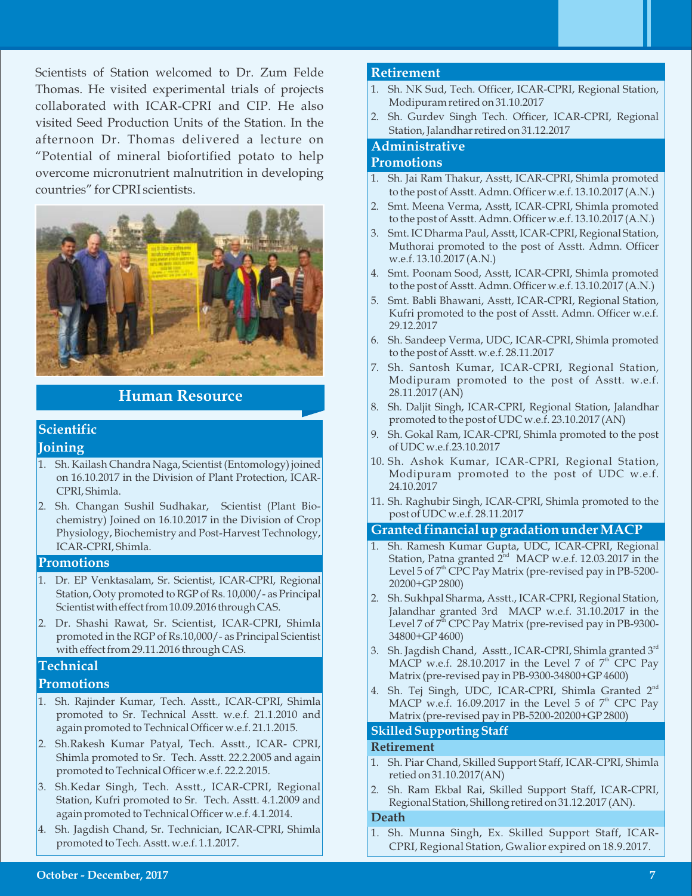Scientists of Station welcomed to Dr. Zum Felde Thomas. He visited experimental trials of projects collaborated with ICAR-CPRI and CIP. He also visited Seed Production Units of the Station. In the afternoon Dr. Thomas delivered a lecture on "Potential of mineral biofortified potato to help overcome micronutrient malnutrition in developing countries" for CPRI scientists.

## Human Resource

### Scientific

#### Joining

1. Sh. Kailash Chandra Naga, Scientist (Entomology) joined on 16.10.2017 in the Division of Plant Protection, ICAR-CPRI, Shimla.
2. Sh. Changan Sushil Sudhakar, Scientist (Plant Bio-chemistry) Joined on 16.10.2017 in the Division of Crop Physiology, Biochemistry and Post-Harvest Technology, ICAR-CPRI, Shimla.

#### Promotions

1. Dr. EP Venktasalam, Sr. Scientist, ICAR-CPRI, Regional Station, Ooty promoted to RGP of Rs. 10,000/- as Principal Scientist with effect from 10.09.2016 through CAS.
2. Dr. Shashi Rawat, Sr. Scientist, ICAR-CPRI, Shimla promoted in the RGP of Rs.10,000/- as Principal Scientist with effect from 29.11.2016 through CAS.

### Technical

#### Promotions

1. Sh. Rajinder Kumar, Tech. Asstt., ICAR-CPRI, Shimla promoted to Sr. Technical Asstt. w.e.f. 21.1.2010 and again promoted to Technical Officer w.e.f. 21.1.2015.
2. Sh.Rakesh Kumar Patyal, Tech. Asstt., ICAR- CPRI, Shimla promoted to Sr. Tech. Asstt. 22.2.2005 and again promoted to Technical Officer w.e.f. 22.2.2015.
3. Sh.Kedar Singh, Tech. Asstt., ICAR-CPRI, Regional Station, Kufri promoted to Sr. Tech. Asstt. 4.1.2009 and again promoted to Technical Officer w.e.f. 4.1.2014.
4. Sh. Jagdish Chand, Sr. Technician, ICAR-CPRI, Shimla promoted to Tech. Asstt. w.e.f. 1.1.2017.

#### Retirement

1. Sh. NK Sud, Tech. Officer, ICAR-CPRI, Regional Station, Modipuram retired on 31.10.2017
2. Sh. Gurdev Singh Tech. Officer, ICAR-CPRI, Regional Station, Jalandhar retired on 31.12.2017

### Administrative

#### Promotions

1. Sh. Jai Ram Thakur, Asstt, ICAR-CPRI, Shimla promoted to the post of Asstt. Admn. Officer w.e.f. 13.10.2017 (A.N.)
2. Smt. Meena Verma, Asstt, ICAR-CPRI, Shimla promoted to the post of Asstt. Admn. Officer w.e.f. 13.10.2017 (A.N.)
3. Smt. IC Dharma Paul, Asstt, ICAR-CPRI, Regional Station, Muthorai promoted to the post of Asstt. Admn. Officer w.e.f. 13.10.2017 (A.N.)
4. Smt. Poonam Sood, Asstt, ICAR-CPRI, Shimla promoted to the post of Asstt. Admn. Officer w.e.f. 13.10.2017 (A.N.)
5. Smt. Babli Bhawani, Asstt, ICAR-CPRI, Regional Station, Kufri promoted to the post of Asstt. Admn. Officer w.e.f. 29.12.2017
6. Sh. Sandeep Verma, UDC, ICAR-CPRI, Shimla promoted to the post of Asstt. w.e.f. 28.11.2017
7. Sh. Santosh Kumar, ICAR-CPRI, Regional Station, Modipuram promoted to the post of Asstt. w.e.f. 28.11.2017 (AN)
8. Sh. Daljit Singh, ICAR-CPRI, Regional Station, Jalandhar promoted to the post of UDC w.e.f. 23.10.2017 (AN)
9. Sh. Gokal Ram, ICAR-CPRI, Shimla promoted to the post of UDC w.e.f.23.10.2017
10. Sh. Ashok Kumar, ICAR-CPRI, Regional Station, Modipuram promoted to the post of UDC w.e.f. 24.10.2017
11. Sh. Raghubir Singh, ICAR-CPRI, Shimla promoted to the post of UDC w.e.f. 28.11.2017

#### Granted financial up gradation under MACP

1. Sh. Ramesh Kumar Gupta, UDC, ICAR-CPRI, Regional Station, Patna granted 2nd MACP w.e.f. 12.03.2017 in the Level 5 of 7th CPC Pay Matrix (pre-revised pay in PB-5200-20200+GP 2800)
2. Sh. Sukhpal Sharma, Asstt., ICAR-CPRI, Regional Station, Jalandhar granted 3rd MACP w.e.f. 31.10.2017 in the Level 7 of 7th CPC Pay Matrix (pre-revised pay in PB-9300-34800+GP 4600)
3. Sh. Jagdish Chand, Asstt., ICAR-CPRI, Shimla granted 3rd MACP w.e.f. 28.10.2017 in the Level 7 of 7th CPC Pay Matrix (pre-revised pay in PB-9300-34800+GP 4600)
4. Sh. Tej Singh, UDC, ICAR-CPRI, Shimla Granted 2nd MACP w.e.f. 16.09.2017 in the Level 5 of 7th CPC Pay Matrix (pre-revised pay in PB-5200-20200+GP 2800)

### Skilled Supporting Staff

#### Retirement

1. Sh. Piar Chand, Skilled Support Staff, ICAR-CPRI, Shimla retied on 31.10.2017(AN)
2. Sh. Ram Ekbal Rai, Skilled Support Staff, ICAR-CPRI, Regional Station, Shillong retired on 31.12.2017 (AN).

#### Death

1. Sh. Munna Singh, Ex. Skilled Support Staff, ICAR-CPRI, Regional Station, Gwalior expired on 18.9.2017.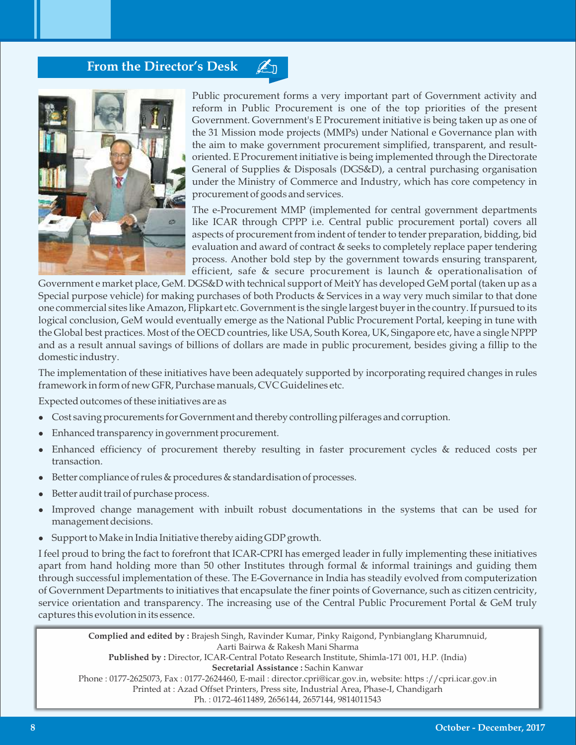## From the Director's Desk

Public procurement forms a very important part of Government activity and reform in Public Procurement is one of the top priorities of the present Government. Government's E Procurement initiative is being taken up as one of the 31 Mission mode projects (MMPs) under National e Governance plan with the aim to make government procurement simplified, transparent, and result-oriented. E Procurement initiative is being implemented through the Directorate General of Supplies & Disposals (DGS&D), a central purchasing organisation under the Ministry of Commerce and Industry, which has core competency in procurement of goods and services.

The e-Procurement MMP (implemented for central government departments like ICAR through CPPP i.e. Central public procurement portal) covers all aspects of procurement from indent of tender to tender preparation, bidding, bid evaluation and award of contract & seeks to completely replace paper tendering process. Another bold step by the government towards ensuring transparent, efficient, safe & secure procurement is launch & operationalisation of Government e market place, GeM. DGS&D with technical support of MeitY has developed GeM portal (taken up as a Special purpose vehicle) for making purchases of both Products & Services in a way very much similar to that done one commercial sites like Amazon, Flipkart etc. Government is the single largest buyer in the country. If pursued to its logical conclusion, GeM would eventually emerge as the National Public Procurement Portal, keeping in tune with the Global best practices. Most of the OECD countries, like USA, South Korea, UK, Singapore etc, have a single NPPP and as a result annual savings of billions of dollars are made in public procurement, besides giving a fillip to the domestic industry.

The implementation of these initiatives have been adequately supported by incorporating required changes in rules framework in form of new GFR, Purchase manuals, CVC Guidelines etc.

Expected outcomes of these initiatives are as

- Cost saving procurements for Government and thereby controlling pilferages and corruption.
- Enhanced transparency in government procurement.
- Enhanced efficiency of procurement thereby resulting in faster procurement cycles & reduced costs per transaction.
- Better compliance of rules & procedures & standardisation of processes.
- Better audit trail of purchase process.
- Improved change management with inbuilt robust documentations in the systems that can be used for management decisions.
- Support to Make in India Initiative thereby aiding GDP growth.

I feel proud to bring the fact to forefront that ICAR-CPRI has emerged leader in fully implementing these initiatives apart from hand holding more than 50 other Institutes through formal & informal trainings and guiding them through successful implementation of these. The E-Governance in India has steadily evolved from computerization of Government Departments to initiatives that encapsulate the finer points of Governance, such as citizen centricity, service orientation and transparency. The increasing use of the Central Public Procurement Portal & GeM truly captures this evolution in its essence.

**Complied and edited by :** Brajesh Singh, Ravinder Kumar, Pinky Raigond, Pynbianglang Kharumnuid, Aarti Bairwa & Rakesh Mani Sharma

**Published by :** Director, ICAR-Central Potato Research Institute, Shimla-171 001, H.P. (India)

**Secretarial Assistance :** Sachin Kanwar

Phone : 0177-2625073, Fax : 0177-2624460, E-mail : director.cpri@icar.gov.in, website: https ://cpri.icar.gov.in

Printed at : Azad Offset Printers, Press site, Industrial Area, Phase-I, Chandigarh

Ph. : 0172-4611489, 2656144, 2657144, 9814011543